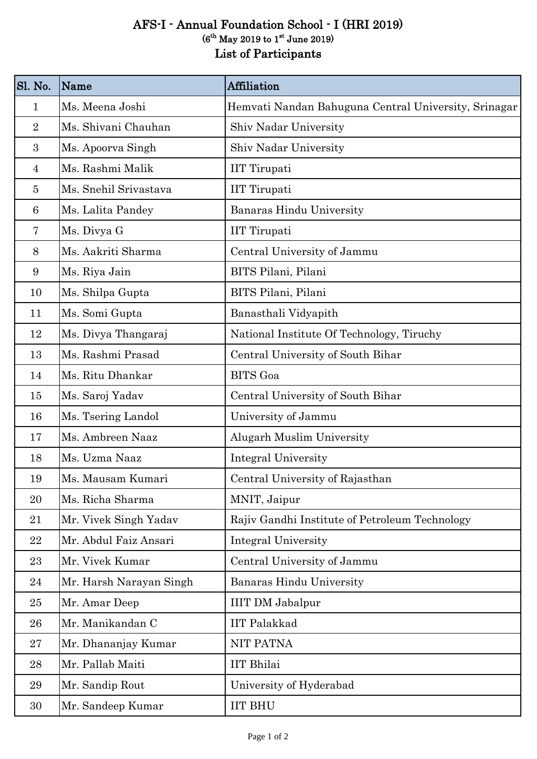# AFS-I - Annual Foundation School - I (HRI 2019)

(6th May 2019 to 1st June 2019)

## List of Participants

| Sl. No. | Name | Affiliation |
|---|---|---|
| 1 | Ms. Meena Joshi | Hemvati Nandan Bahuguna Central University, Srinagar |
| 2 | Ms. Shivani Chauhan | Shiv Nadar University |
| 3 | Ms. Apoorva Singh | Shiv Nadar University |
| 4 | Ms. Rashmi Malik | IIT Tirupati |
| 5 | Ms. Snehil Srivastava | IIT Tirupati |
| 6 | Ms. Lalita Pandey | Banaras Hindu University |
| 7 | Ms. Divya G | IIT Tirupati |
| 8 | Ms. Aakriti Sharma | Central University of Jammu |
| 9 | Ms. Riya Jain | BITS Pilani, Pilani |
| 10 | Ms. Shilpa Gupta | BITS Pilani, Pilani |
| 11 | Ms. Somi Gupta | Banasthali Vidyapith |
| 12 | Ms. Divya Thangaraj | National Institute Of Technology, Tiruchy |
| 13 | Ms. Rashmi Prasad | Central University of South Bihar |
| 14 | Ms. Ritu Dhankar | BITS Goa |
| 15 | Ms. Saroj Yadav | Central University of South Bihar |
| 16 | Ms. Tsering Landol | University of Jammu |
| 17 | Ms. Ambreen Naaz | Alugarh Muslim University |
| 18 | Ms. Uzma Naaz | Integral University |
| 19 | Ms. Mausam Kumari | Central University of Rajasthan |
| 20 | Ms. Richa Sharma | MNIT, Jaipur |
| 21 | Mr. Vivek Singh Yadav | Rajiv Gandhi Institute of Petroleum Technology |
| 22 | Mr. Abdul Faiz Ansari | Integral University |
| 23 | Mr. Vivek Kumar | Central University of Jammu |
| 24 | Mr. Harsh Narayan Singh | Banaras Hindu University |
| 25 | Mr. Amar Deep | IIIT DM Jabalpur |
| 26 | Mr. Manikandan C | IIT Palakkad |
| 27 | Mr. Dhananjay Kumar | NIT PATNA |
| 28 | Mr. Pallab Maiti | IIT Bhilai |
| 29 | Mr. Sandip Rout | University of Hyderabad |
| 30 | Mr. Sandeep Kumar | IIT BHU |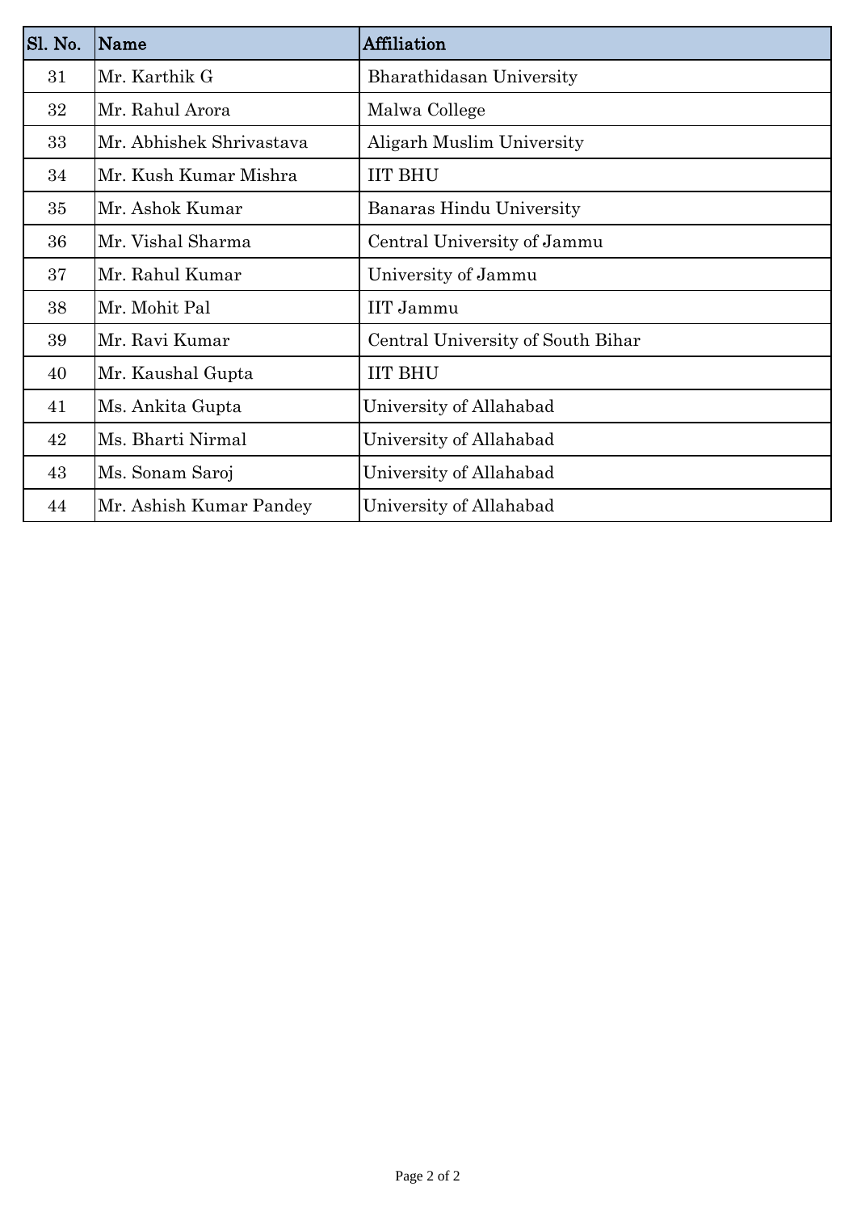| Sl. No. | Name | Affiliation |
|---|---|---|
| 31 | Mr. Karthik G | Bharathidasan University |
| 32 | Mr. Rahul Arora | Malwa College |
| 33 | Mr. Abhishek Shrivastava | Aligarh Muslim University |
| 34 | Mr. Kush Kumar Mishra | IIT BHU |
| 35 | Mr. Ashok Kumar | Banaras Hindu University |
| 36 | Mr. Vishal Sharma | Central University of Jammu |
| 37 | Mr. Rahul Kumar | University of Jammu |
| 38 | Mr. Mohit Pal | IIT Jammu |
| 39 | Mr. Ravi Kumar | Central University of South Bihar |
| 40 | Mr. Kaushal Gupta | IIT BHU |
| 41 | Ms. Ankita Gupta | University of Allahabad |
| 42 | Ms. Bharti Nirmal | University of Allahabad |
| 43 | Ms. Sonam Saroj | University of Allahabad |
| 44 | Mr. Ashish Kumar Pandey | University of Allahabad |